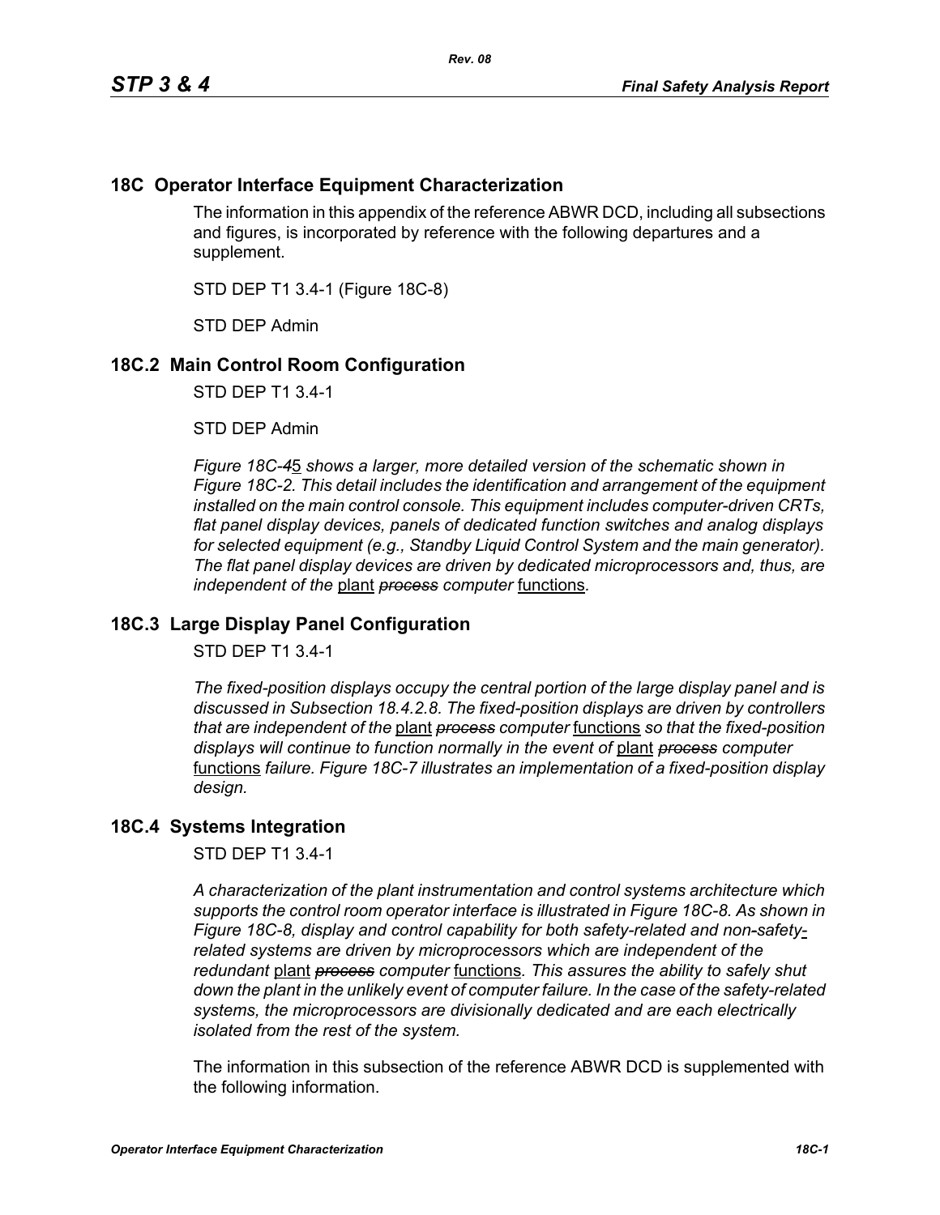# 18C Operator Interface Equipment Characterization

The information in this appendix of the reference ABWR DCD, including all subsections and figures, is incorporated by reference with the following departures and a supplement.

STD DEP T1 3.4-1 (Figure 18C-8)

STD DEP Admin

## 18C.2 Main Control Room Configuration

STD DEP T1 3.4-1

STD DEP Admin

*Figure 18C-~~4~~5 shows a larger, more detailed version of the schematic shown in Figure 18C-2. This detail includes the identification and arrangement of the equipment installed on the main control console. This equipment includes computer-driven CRTs, flat panel display devices, panels of dedicated function switches and analog displays for selected equipment (e.g., Standby Liquid Control System and the main generator). The flat panel display devices are driven by dedicated microprocessors and, thus, are independent of the* <u>plant</u> *~~process~~ computer* <u>functions</u>*.*

## 18C.3 Large Display Panel Configuration

STD DEP T1 3.4-1

*The fixed-position displays occupy the central portion of the large display panel and is discussed in Subsection 18.4.2.8. The fixed-position displays are driven by controllers that are independent of the* <u>plant</u> *~~process~~ computer* <u>functions</u> *so that the fixed-position displays will continue to function normally in the event of* <u>plant</u> *~~process~~ computer* <u>functions</u> *failure. Figure 18C-7 illustrates an implementation of a fixed-position display design.*

## 18C.4 Systems Integration

STD DEP T1 3.4-1

*A characterization of the plant instrumentation and control systems architecture which supports the control room operator interface is illustrated in Figure 18C-8. As shown in Figure 18C-8, display and control capability for both safety-related and non-safety*<u>-</u>*related systems are driven by microprocessors which are independent of the redundant* <u>plant</u> *~~process~~ computer* <u>functions</u>*. This assures the ability to safely shut down the plant in the unlikely event of computer failure. In the case of the safety-related systems, the microprocessors are divisionally dedicated and are each electrically isolated from the rest of the system.*

The information in this subsection of the reference ABWR DCD is supplemented with the following information.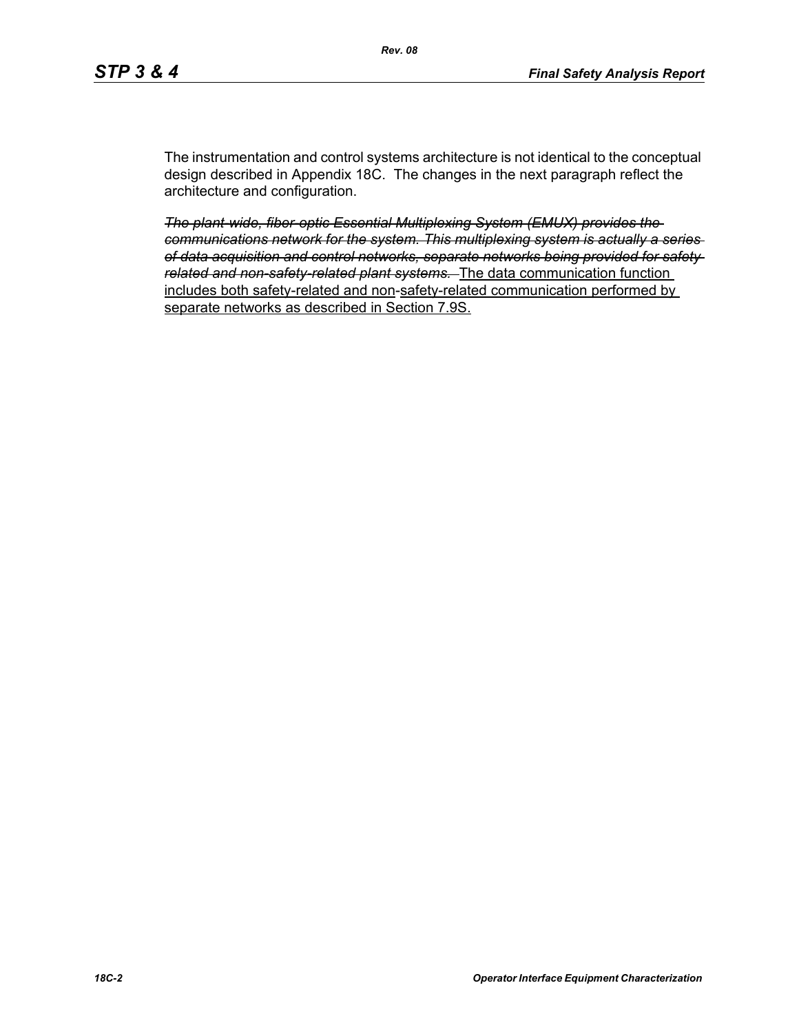The instrumentation and control systems architecture is not identical to the conceptual design described in Appendix 18C. The changes in the next paragraph reflect the architecture and configuration.

~~*The plant-wide, fiber-optic Essential Multiplexing System (EMUX) provides the communications network for the system. This multiplexing system is actually a series of data acquisition and control networks, separate networks being provided for safety-related and non-safety-related plant systems.*~~ <u>The data communication function includes both safety-related and non-safety-related communication performed by separate networks as described in Section 7.9S.</u>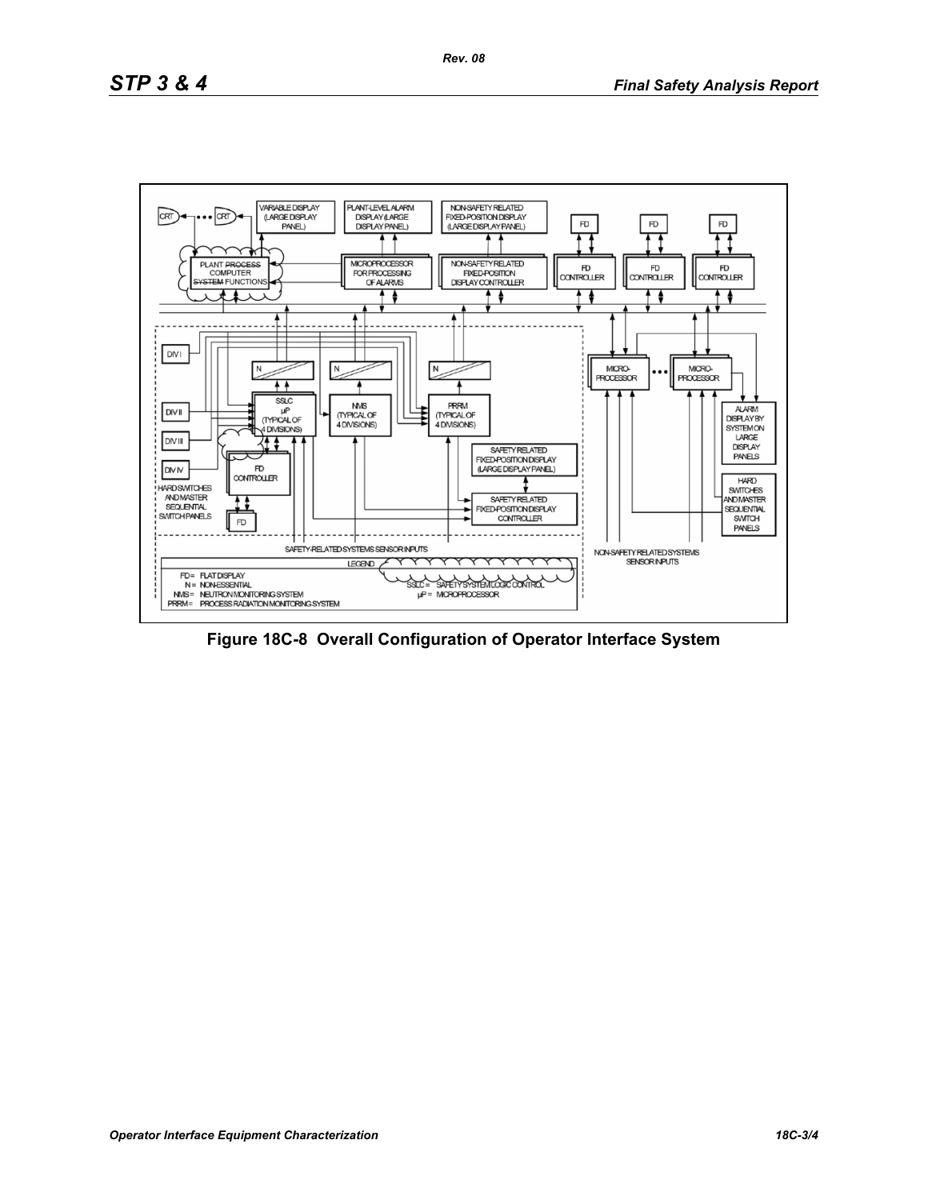CRT
CRT
VARIABLE DISPLAY (LARGE DISPLAY PANEL)
PLANT-LEVEL ALARM DISPLAY (LARGE DISPLAY PANEL)
NON-SAFETY RELATED FIXED-POSITION DISPLAY (LARGE DISPLAY PANEL)
FD
FD
FD
PLANT PROCESS COMPUTER SYSTEM FUNCTIONS
MICROPROCESSOR FOR PROCESSING OF ALARMS
NON-SAFETY RELATED FIXED-POSITION DISPLAY CONTROLLER
FD CONTROLLER
FD CONTROLLER
FD CONTROLLER
DIV I
N
N
N
SSLC μP (TYPICAL OF 4 DIVISIONS)
NMS (TYPICAL OF 4 DIVISIONS)
PRRM (TYPICAL OF 4 DIVISIONS)
DIV II
DIV III
DIV IV
FD CONTROLLER
FD
HARD SWITCHES AND MASTER SEQUENTIAL SWITCH PANELS
SAFETY RELATED FIXED-POSITION DISPLAY (LARGE DISPLAY PANEL)
SAFETY RELATED FIXED-POSITION DISPLAY CONTROLLER
MICRO-PROCESSOR
MICRO-PROCESSOR
ALARM DISPLAY BY SYSTEM ON LARGE DISPLAY PANELS
HARD SWITCHES AND MASTER SEQUENTIAL SWITCH PANELS
SAFETY-RELATED SYSTEMS SENSOR INPUTS
NON-SAFETY RELATED SYSTEMS SENSOR INPUTS
LEGEND
FD = FLAT DISPLAY
N = NON-ESSENTIAL
NMS = NEUTRON MONITORING SYSTEM
PRRM = PROCESS RADIATION MONITORING SYSTEM
SSLC = SAFETY SYSTEM LOGIC CONTROL
μP = MICROPROCESSOR

**Figure 18C-8 Overall Configuration of Operator Interface System**